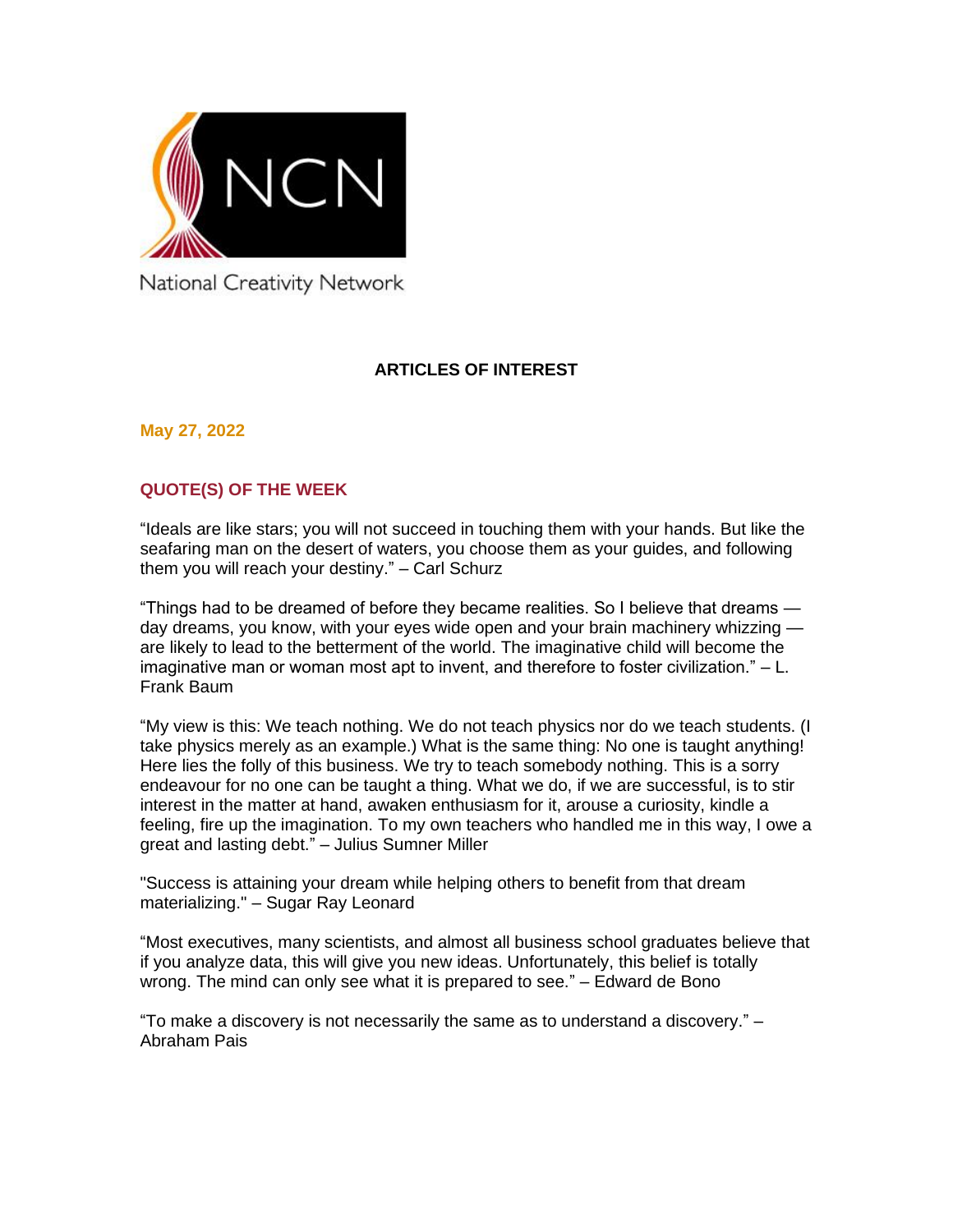NCN

National Creativity Network

# ARTICLES OF INTEREST

**May 27, 2022**

## QUOTE(S) OF THE WEEK

“Ideals are like stars; you will not succeed in touching them with your hands. But like the seafaring man on the desert of waters, you choose them as your guides, and following them you will reach your destiny.” – Carl Schurz

“Things had to be dreamed of before they became realities. So I believe that dreams — day dreams, you know, with your eyes wide open and your brain machinery whizzing — are likely to lead to the betterment of the world. The imaginative child will become the imaginative man or woman most apt to invent, and therefore to foster civilization.” – L. Frank Baum

“My view is this: We teach nothing. We do not teach physics nor do we teach students. (I take physics merely as an example.) What is the same thing: No one is taught anything! Here lies the folly of this business. We try to teach somebody nothing. This is a sorry endeavour for no one can be taught a thing. What we do, if we are successful, is to stir interest in the matter at hand, awaken enthusiasm for it, arouse a curiosity, kindle a feeling, fire up the imagination. To my own teachers who handled me in this way, I owe a great and lasting debt.” – Julius Sumner Miller

"Success is attaining your dream while helping others to benefit from that dream materializing." – Sugar Ray Leonard

“Most executives, many scientists, and almost all business school graduates believe that if you analyze data, this will give you new ideas. Unfortunately, this belief is totally wrong. The mind can only see what it is prepared to see.” – Edward de Bono

“To make a discovery is not necessarily the same as to understand a discovery.” – Abraham Pais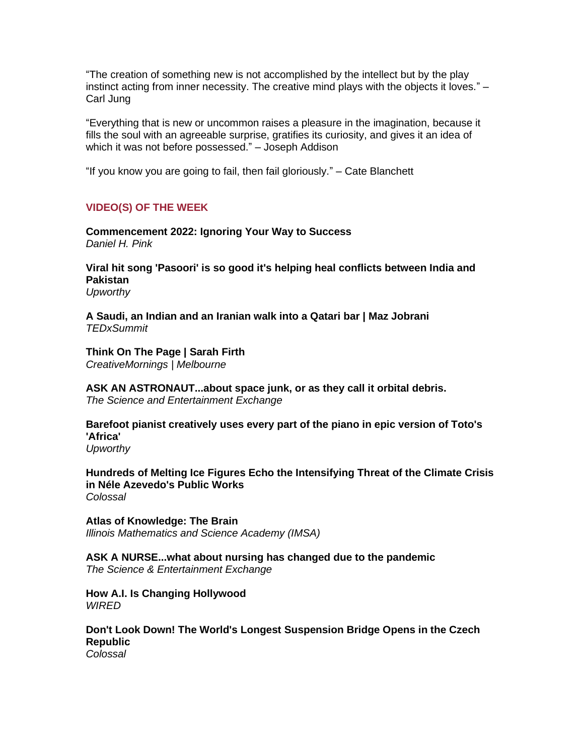"The creation of something new is not accomplished by the intellect but by the play instinct acting from inner necessity. The creative mind plays with the objects it loves." – Carl Jung

"Everything that is new or uncommon raises a pleasure in the imagination, because it fills the soul with an agreeable surprise, gratifies its curiosity, and gives it an idea of which it was not before possessed." – Joseph Addison

"If you know you are going to fail, then fail gloriously." – Cate Blanchett

## VIDEO(S) OF THE WEEK

**Commencement 2022: Ignoring Your Way to Success**
*Daniel H. Pink*

**Viral hit song 'Pasoori' is so good it's helping heal conflicts between India and Pakistan**
*Upworthy*

**A Saudi, an Indian and an Iranian walk into a Qatari bar | Maz Jobrani**
*TEDxSummit*

**Think On The Page | Sarah Firth**
*CreativeMornings | Melbourne*

**ASK AN ASTRONAUT...about space junk, or as they call it orbital debris.**
*The Science and Entertainment Exchange*

**Barefoot pianist creatively uses every part of the piano in epic version of Toto's 'Africa'**
*Upworthy*

**Hundreds of Melting Ice Figures Echo the Intensifying Threat of the Climate Crisis in Néle Azevedo's Public Works**
*Colossal*

**Atlas of Knowledge: The Brain**
*Illinois Mathematics and Science Academy (IMSA)*

**ASK A NURSE...what about nursing has changed due to the pandemic**
*The Science & Entertainment Exchange*

**How A.I. Is Changing Hollywood**
*WIRED*

**Don't Look Down! The World's Longest Suspension Bridge Opens in the Czech Republic**
*Colossal*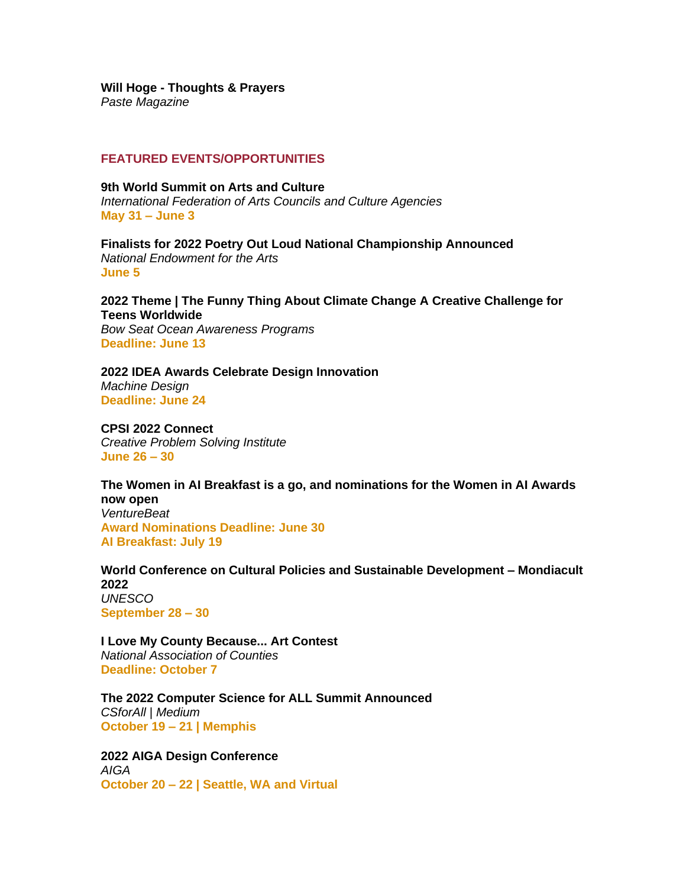**Will Hoge - Thoughts & Prayers**
*Paste Magazine*

## FEATURED EVENTS/OPPORTUNITIES

**9th World Summit on Arts and Culture**
*International Federation of Arts Councils and Culture Agencies*
**May 31 – June 3**

**Finalists for 2022 Poetry Out Loud National Championship Announced**
*National Endowment for the Arts*
**June 5**

**2022 Theme | The Funny Thing About Climate Change A Creative Challenge for Teens Worldwide**
*Bow Seat Ocean Awareness Programs*
**Deadline: June 13**

**2022 IDEA Awards Celebrate Design Innovation**
*Machine Design*
**Deadline: June 24**

**CPSI 2022 Connect**
*Creative Problem Solving Institute*
**June 26 – 30**

**The Women in AI Breakfast is a go, and nominations for the Women in AI Awards now open**
*VentureBeat*
**Award Nominations Deadline: June 30**
**AI Breakfast: July 19**

**World Conference on Cultural Policies and Sustainable Development – Mondiacult 2022**
*UNESCO*
**September 28 – 30**

**I Love My County Because... Art Contest**
*National Association of Counties*
**Deadline: October 7**

**The 2022 Computer Science for ALL Summit Announced**
*CSforAll | Medium*
**October 19 – 21 | Memphis**

**2022 AIGA Design Conference**
*AIGA*
**October 20 – 22 | Seattle, WA and Virtual**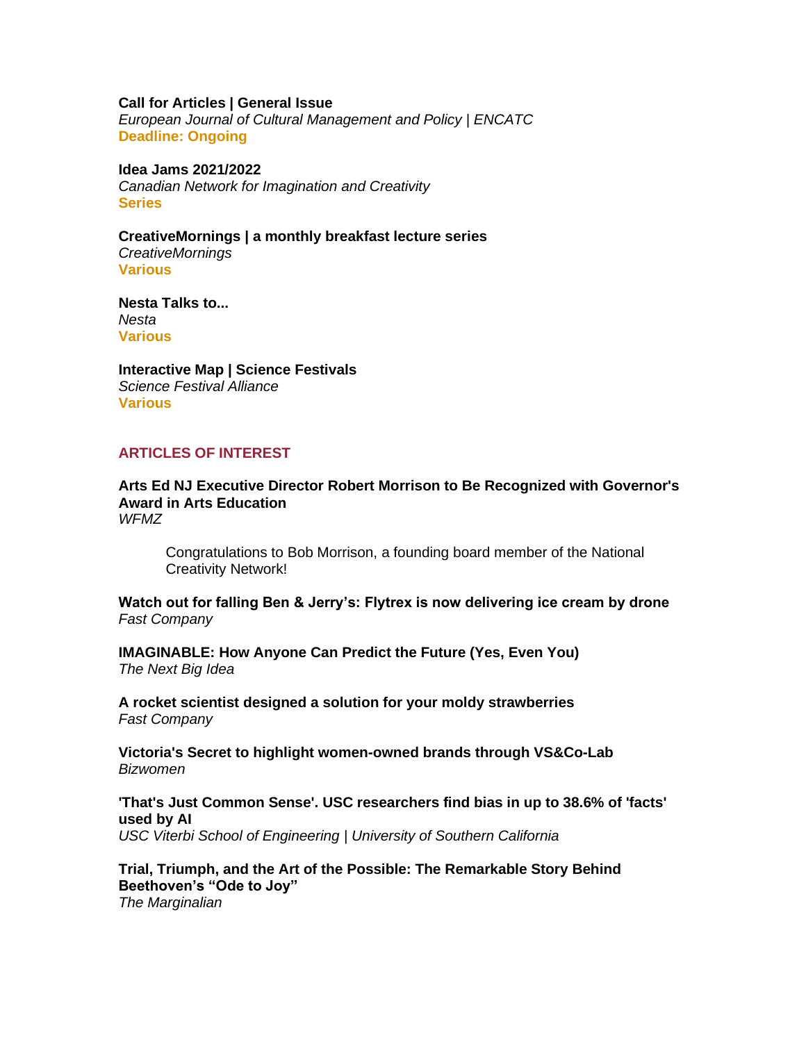**Call for Articles | General Issue**
*European Journal of Cultural Management and Policy | ENCATC*
**Deadline: Ongoing**

**Idea Jams 2021/2022**
*Canadian Network for Imagination and Creativity*
**Series**

**CreativeMornings | a monthly breakfast lecture series**
*CreativeMornings*
**Various**

**Nesta Talks to...**
*Nesta*
**Various**

**Interactive Map | Science Festivals**
*Science Festival Alliance*
**Various**

## ARTICLES OF INTEREST

**Arts Ed NJ Executive Director Robert Morrison to Be Recognized with Governor's Award in Arts Education**
*WFMZ*

> Congratulations to Bob Morrison, a founding board member of the National Creativity Network!

**Watch out for falling Ben & Jerry's: Flytrex is now delivering ice cream by drone**
*Fast Company*

**IMAGINABLE: How Anyone Can Predict the Future (Yes, Even You)**
*The Next Big Idea*

**A rocket scientist designed a solution for your moldy strawberries**
*Fast Company*

**Victoria's Secret to highlight women-owned brands through VS&Co-Lab**
*Bizwomen*

**'That's Just Common Sense'. USC researchers find bias in up to 38.6% of 'facts' used by AI**
*USC Viterbi School of Engineering | University of Southern California*

**Trial, Triumph, and the Art of the Possible: The Remarkable Story Behind Beethoven's "Ode to Joy"**
*The Marginalian*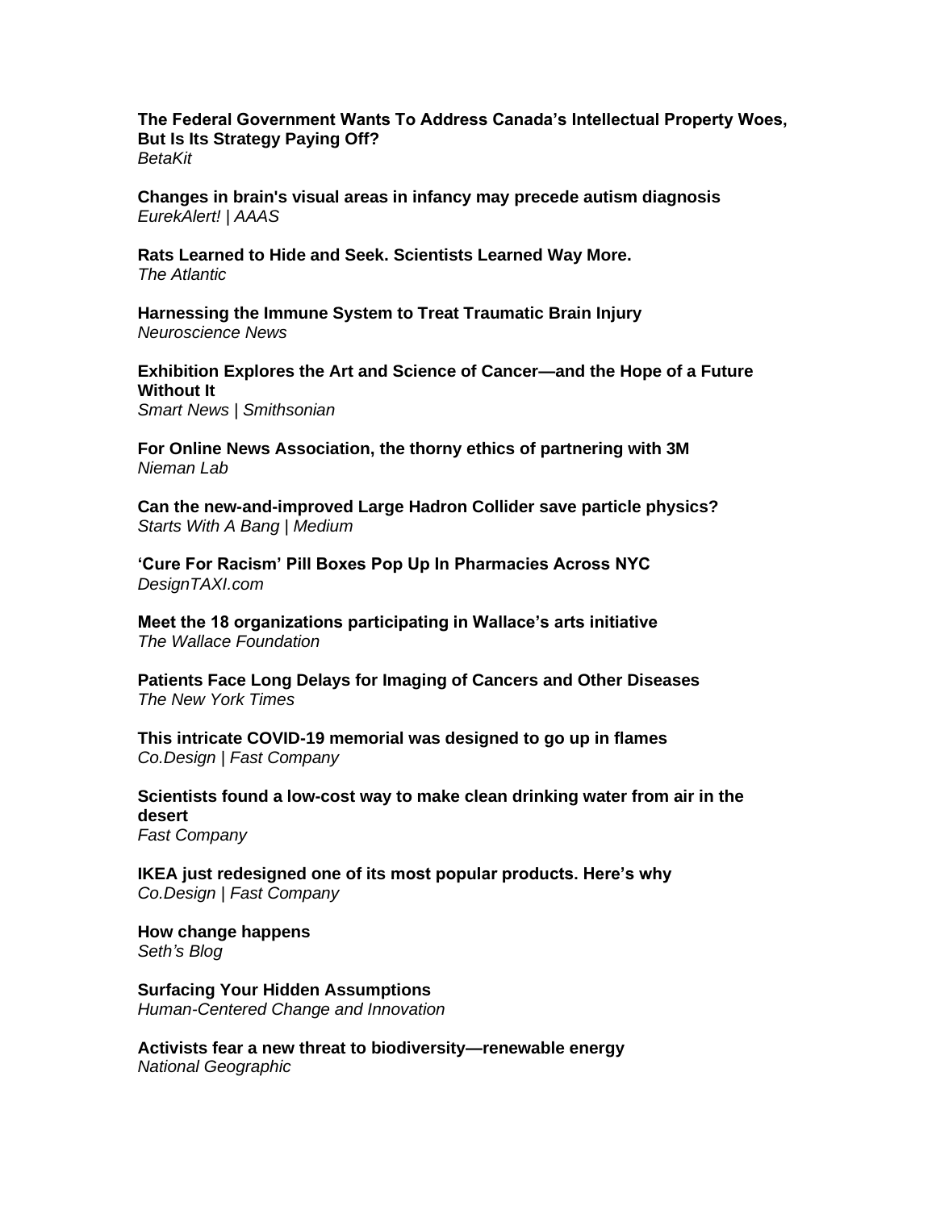**The Federal Government Wants To Address Canada's Intellectual Property Woes, But Is Its Strategy Paying Off?**
*BetaKit*

**Changes in brain's visual areas in infancy may precede autism diagnosis**
*EurekAlert! | AAAS*

**Rats Learned to Hide and Seek. Scientists Learned Way More.**
*The Atlantic*

**Harnessing the Immune System to Treat Traumatic Brain Injury**
*Neuroscience News*

**Exhibition Explores the Art and Science of Cancer—and the Hope of a Future Without It**
*Smart News | Smithsonian*

**For Online News Association, the thorny ethics of partnering with 3M**
*Nieman Lab*

**Can the new-and-improved Large Hadron Collider save particle physics?**
*Starts With A Bang | Medium*

**'Cure For Racism' Pill Boxes Pop Up In Pharmacies Across NYC**
*DesignTAXI.com*

**Meet the 18 organizations participating in Wallace's arts initiative**
*The Wallace Foundation*

**Patients Face Long Delays for Imaging of Cancers and Other Diseases**
*The New York Times*

**This intricate COVID-19 memorial was designed to go up in flames**
*Co.Design | Fast Company*

**Scientists found a low-cost way to make clean drinking water from air in the desert**
*Fast Company*

**IKEA just redesigned one of its most popular products. Here's why**
*Co.Design | Fast Company*

**How change happens**
*Seth's Blog*

**Surfacing Your Hidden Assumptions**
*Human-Centered Change and Innovation*

**Activists fear a new threat to biodiversity—renewable energy**
*National Geographic*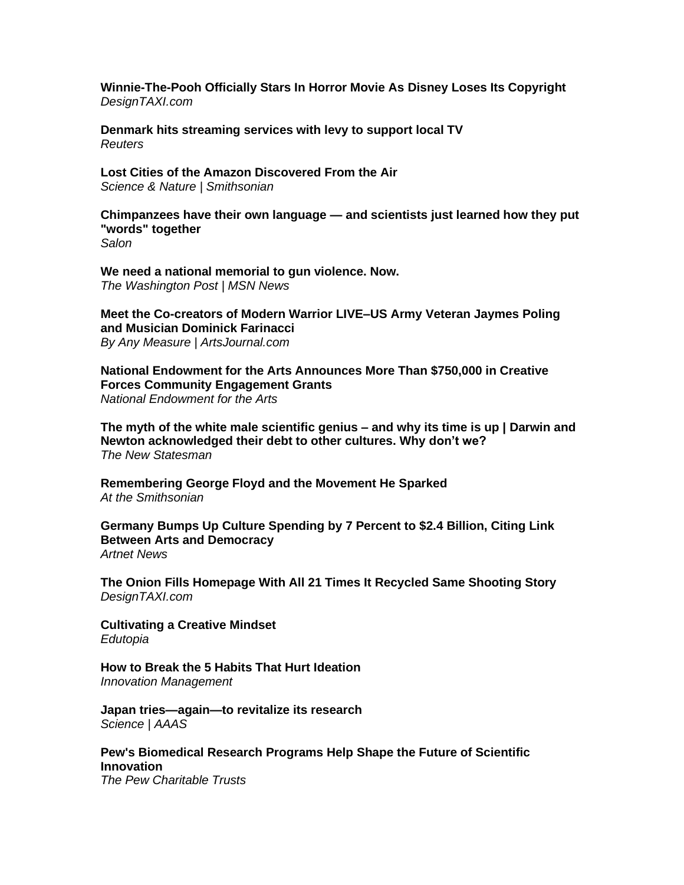**Winnie-The-Pooh Officially Stars In Horror Movie As Disney Loses Its Copyright**
*DesignTAXI.com*

**Denmark hits streaming services with levy to support local TV**
*Reuters*

**Lost Cities of the Amazon Discovered From the Air**
*Science & Nature | Smithsonian*

**Chimpanzees have their own language — and scientists just learned how they put "words" together**
*Salon*

**We need a national memorial to gun violence. Now.**
*The Washington Post | MSN News*

**Meet the Co-creators of Modern Warrior LIVE–US Army Veteran Jaymes Poling and Musician Dominick Farinacci**
*By Any Measure | ArtsJournal.com*

**National Endowment for the Arts Announces More Than $750,000 in Creative Forces Community Engagement Grants**
*National Endowment for the Arts*

**The myth of the white male scientific genius – and why its time is up | Darwin and Newton acknowledged their debt to other cultures. Why don't we?**
*The New Statesman*

**Remembering George Floyd and the Movement He Sparked**
*At the Smithsonian*

**Germany Bumps Up Culture Spending by 7 Percent to $2.4 Billion, Citing Link Between Arts and Democracy**
*Artnet News*

**The Onion Fills Homepage With All 21 Times It Recycled Same Shooting Story**
*DesignTAXI.com*

**Cultivating a Creative Mindset**
*Edutopia*

**How to Break the 5 Habits That Hurt Ideation**
*Innovation Management*

**Japan tries—again—to revitalize its research**
*Science | AAAS*

**Pew's Biomedical Research Programs Help Shape the Future of Scientific Innovation**
*The Pew Charitable Trusts*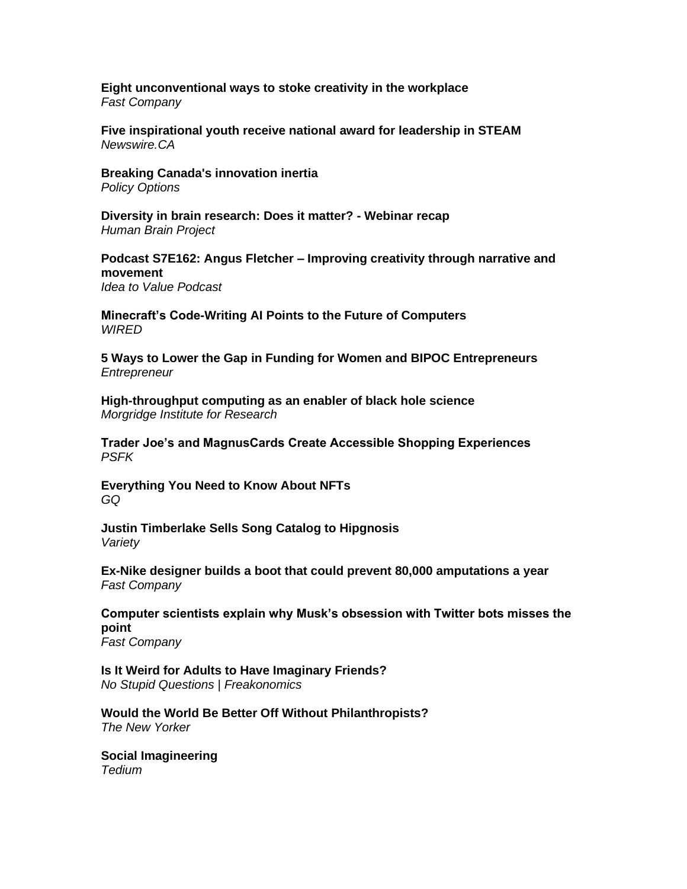**Eight unconventional ways to stoke creativity in the workplace**
*Fast Company*

**Five inspirational youth receive national award for leadership in STEAM**
*Newswire.CA*

**Breaking Canada's innovation inertia**
*Policy Options*

**Diversity in brain research: Does it matter? - Webinar recap**
*Human Brain Project*

**Podcast S7E162: Angus Fletcher – Improving creativity through narrative and movement**
*Idea to Value Podcast*

**Minecraft's Code-Writing AI Points to the Future of Computers**
*WIRED*

**5 Ways to Lower the Gap in Funding for Women and BIPOC Entrepreneurs**
*Entrepreneur*

**High-throughput computing as an enabler of black hole science**
*Morgridge Institute for Research*

**Trader Joe's and MagnusCards Create Accessible Shopping Experiences**
*PSFK*

**Everything You Need to Know About NFTs**
*GQ*

**Justin Timberlake Sells Song Catalog to Hipgnosis**
*Variety*

**Ex-Nike designer builds a boot that could prevent 80,000 amputations a year**
*Fast Company*

**Computer scientists explain why Musk's obsession with Twitter bots misses the point**
*Fast Company*

**Is It Weird for Adults to Have Imaginary Friends?**
*No Stupid Questions | Freakonomics*

**Would the World Be Better Off Without Philanthropists?**
*The New Yorker*

**Social Imagineering**
*Tedium*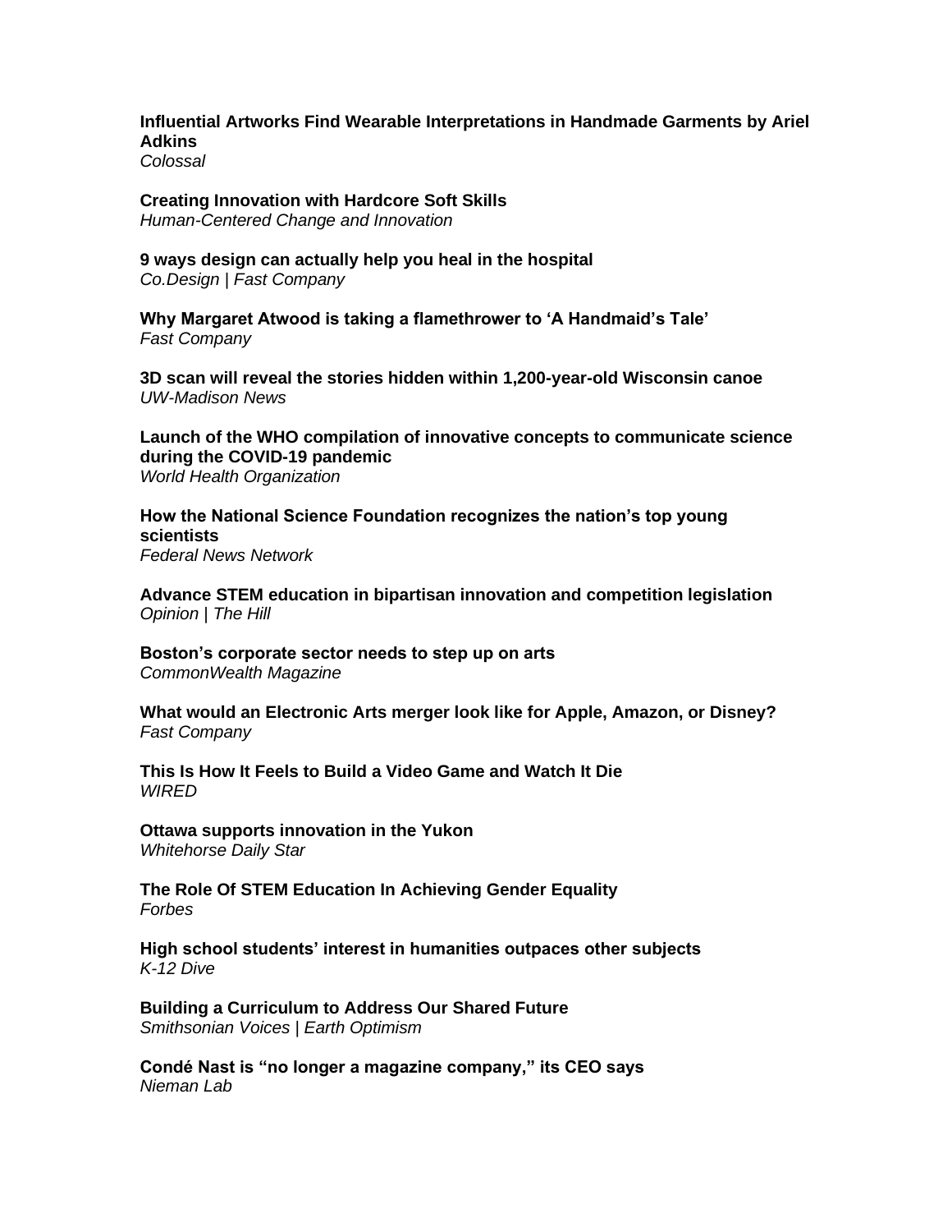**Influential Artworks Find Wearable Interpretations in Handmade Garments by Ariel Adkins**
*Colossal*

**Creating Innovation with Hardcore Soft Skills**
*Human-Centered Change and Innovation*

**9 ways design can actually help you heal in the hospital**
*Co.Design | Fast Company*

**Why Margaret Atwood is taking a flamethrower to 'A Handmaid's Tale'**
*Fast Company*

**3D scan will reveal the stories hidden within 1,200-year-old Wisconsin canoe**
*UW-Madison News*

**Launch of the WHO compilation of innovative concepts to communicate science during the COVID-19 pandemic**
*World Health Organization*

**How the National Science Foundation recognizes the nation's top young scientists**
*Federal News Network*

**Advance STEM education in bipartisan innovation and competition legislation**
*Opinion | The Hill*

**Boston's corporate sector needs to step up on arts**
*CommonWealth Magazine*

**What would an Electronic Arts merger look like for Apple, Amazon, or Disney?**
*Fast Company*

**This Is How It Feels to Build a Video Game and Watch It Die**
*WIRED*

**Ottawa supports innovation in the Yukon**
*Whitehorse Daily Star*

**The Role Of STEM Education In Achieving Gender Equality**
*Forbes*

**High school students' interest in humanities outpaces other subjects**
*K-12 Dive*

**Building a Curriculum to Address Our Shared Future**
*Smithsonian Voices | Earth Optimism*

**Condé Nast is "no longer a magazine company," its CEO says**
*Nieman Lab*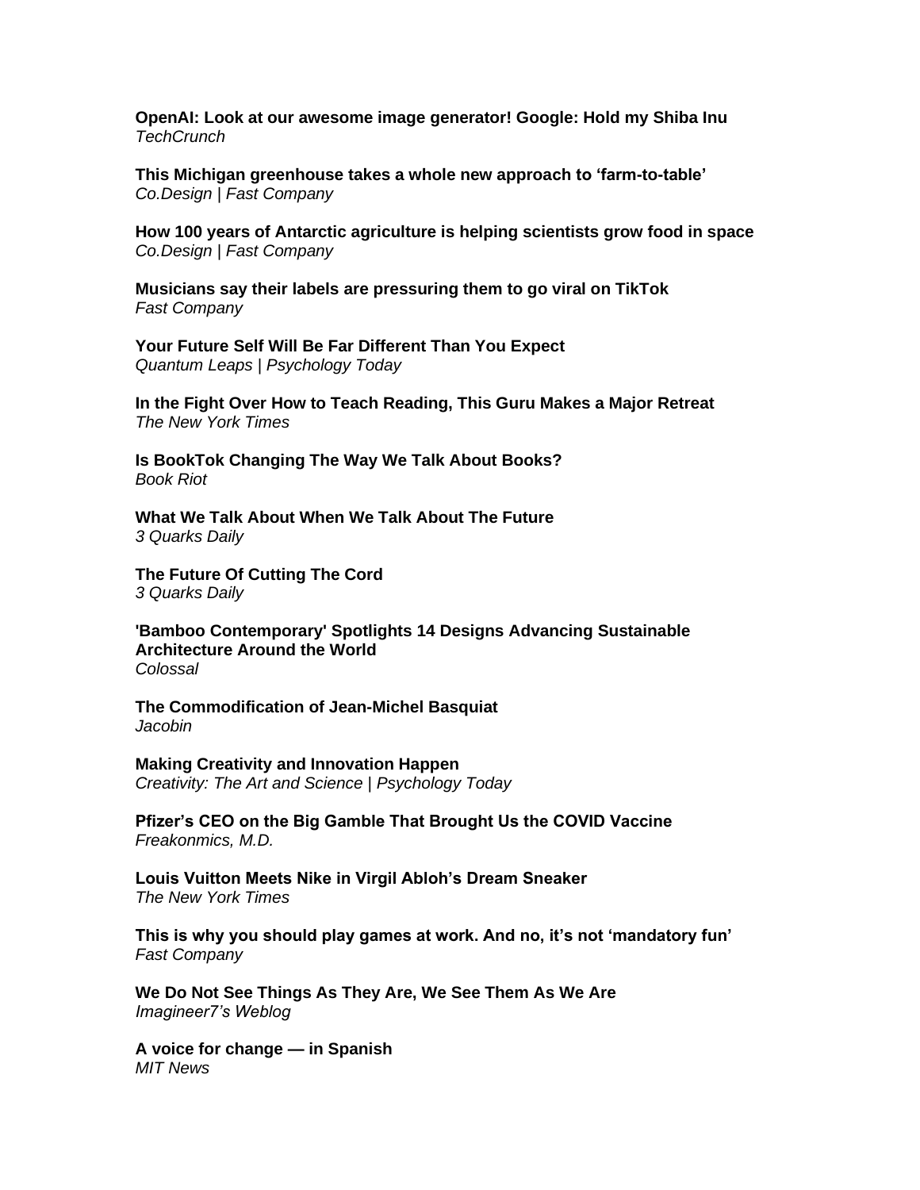**OpenAI: Look at our awesome image generator! Google: Hold my Shiba Inu**
*TechCrunch*

**This Michigan greenhouse takes a whole new approach to 'farm-to-table'**
*Co.Design | Fast Company*

**How 100 years of Antarctic agriculture is helping scientists grow food in space**
*Co.Design | Fast Company*

**Musicians say their labels are pressuring them to go viral on TikTok**
*Fast Company*

**Your Future Self Will Be Far Different Than You Expect**
*Quantum Leaps | Psychology Today*

**In the Fight Over How to Teach Reading, This Guru Makes a Major Retreat**
*The New York Times*

**Is BookTok Changing The Way We Talk About Books?**
*Book Riot*

**What We Talk About When We Talk About The Future**
*3 Quarks Daily*

**The Future Of Cutting The Cord**
*3 Quarks Daily*

**'Bamboo Contemporary' Spotlights 14 Designs Advancing Sustainable Architecture Around the World**
*Colossal*

**The Commodification of Jean-Michel Basquiat**
*Jacobin*

**Making Creativity and Innovation Happen**
*Creativity: The Art and Science | Psychology Today*

**Pfizer's CEO on the Big Gamble That Brought Us the COVID Vaccine**
*Freakonmics, M.D.*

**Louis Vuitton Meets Nike in Virgil Abloh's Dream Sneaker**
*The New York Times*

**This is why you should play games at work. And no, it's not 'mandatory fun'**
*Fast Company*

**We Do Not See Things As They Are, We See Them As We Are**
*Imagineer7's Weblog*

**A voice for change — in Spanish**
*MIT News*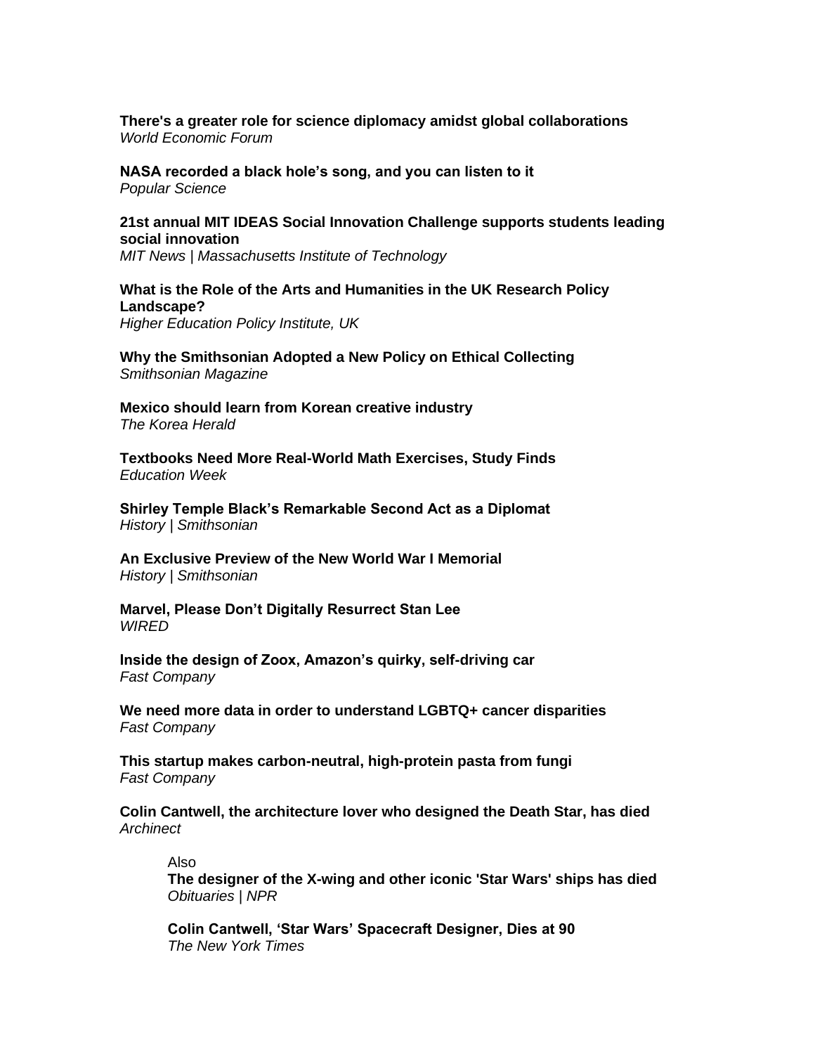**There's a greater role for science diplomacy amidst global collaborations**
*World Economic Forum*

**NASA recorded a black hole's song, and you can listen to it**
*Popular Science*

**21st annual MIT IDEAS Social Innovation Challenge supports students leading social innovation**
*MIT News | Massachusetts Institute of Technology*

**What is the Role of the Arts and Humanities in the UK Research Policy Landscape?**
*Higher Education Policy Institute, UK*

**Why the Smithsonian Adopted a New Policy on Ethical Collecting**
*Smithsonian Magazine*

**Mexico should learn from Korean creative industry**
*The Korea Herald*

**Textbooks Need More Real-World Math Exercises, Study Finds**
*Education Week*

**Shirley Temple Black's Remarkable Second Act as a Diplomat**
*History | Smithsonian*

**An Exclusive Preview of the New World War I Memorial**
*History | Smithsonian*

**Marvel, Please Don't Digitally Resurrect Stan Lee**
*WIRED*

**Inside the design of Zoox, Amazon's quirky, self-driving car**
*Fast Company*

**We need more data in order to understand LGBTQ+ cancer disparities**
*Fast Company*

**This startup makes carbon-neutral, high-protein pasta from fungi**
*Fast Company*

**Colin Cantwell, the architecture lover who designed the Death Star, has died**
*Archinect*

> Also
> **The designer of the X-wing and other iconic 'Star Wars' ships has died**
> *Obituaries | NPR*
>
> **Colin Cantwell, 'Star Wars' Spacecraft Designer, Dies at 90**
> *The New York Times*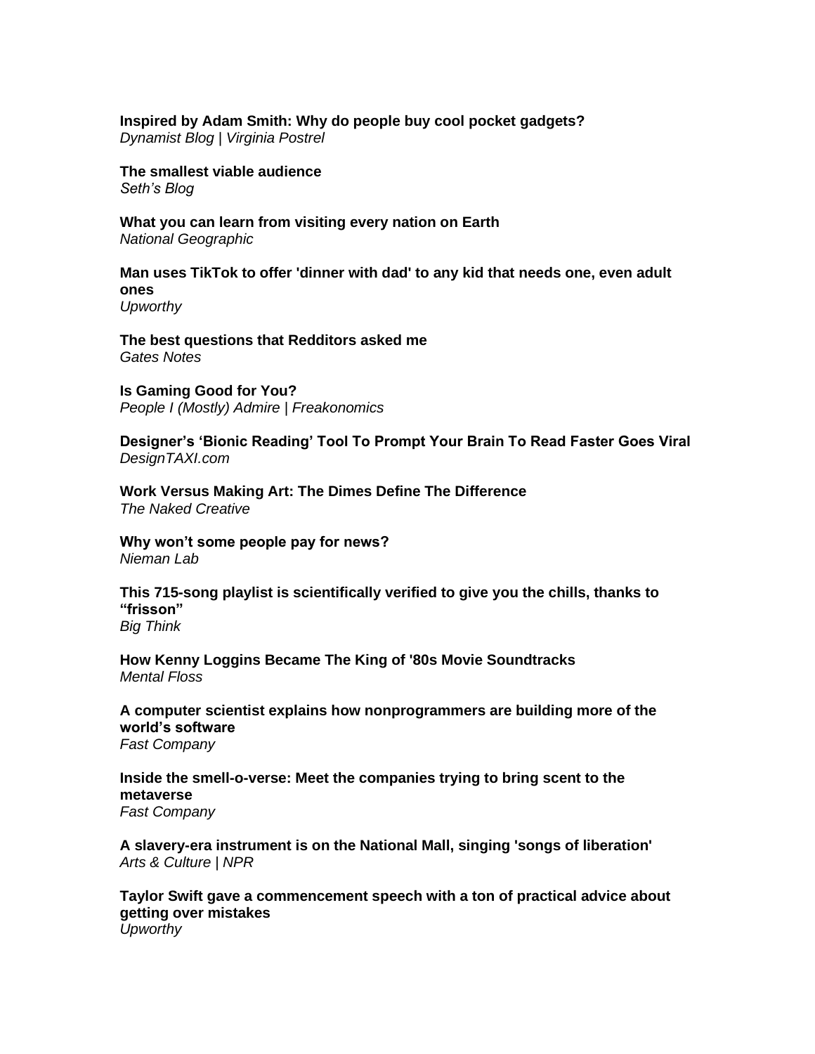**Inspired by Adam Smith: Why do people buy cool pocket gadgets?**
*Dynamist Blog | Virginia Postrel*

**The smallest viable audience**
*Seth's Blog*

**What you can learn from visiting every nation on Earth**
*National Geographic*

**Man uses TikTok to offer 'dinner with dad' to any kid that needs one, even adult ones**
*Upworthy*

**The best questions that Redditors asked me**
*Gates Notes*

**Is Gaming Good for You?**
*People I (Mostly) Admire | Freakonomics*

**Designer's 'Bionic Reading' Tool To Prompt Your Brain To Read Faster Goes Viral**
*DesignTAXI.com*

**Work Versus Making Art: The Dimes Define The Difference**
*The Naked Creative*

**Why won't some people pay for news?**
*Nieman Lab*

**This 715-song playlist is scientifically verified to give you the chills, thanks to "frisson"**
*Big Think*

**How Kenny Loggins Became The King of '80s Movie Soundtracks**
*Mental Floss*

**A computer scientist explains how nonprogrammers are building more of the world's software**
*Fast Company*

**Inside the smell-o-verse: Meet the companies trying to bring scent to the metaverse**
*Fast Company*

**A slavery-era instrument is on the National Mall, singing 'songs of liberation'**
*Arts & Culture | NPR*

**Taylor Swift gave a commencement speech with a ton of practical advice about getting over mistakes**
*Upworthy*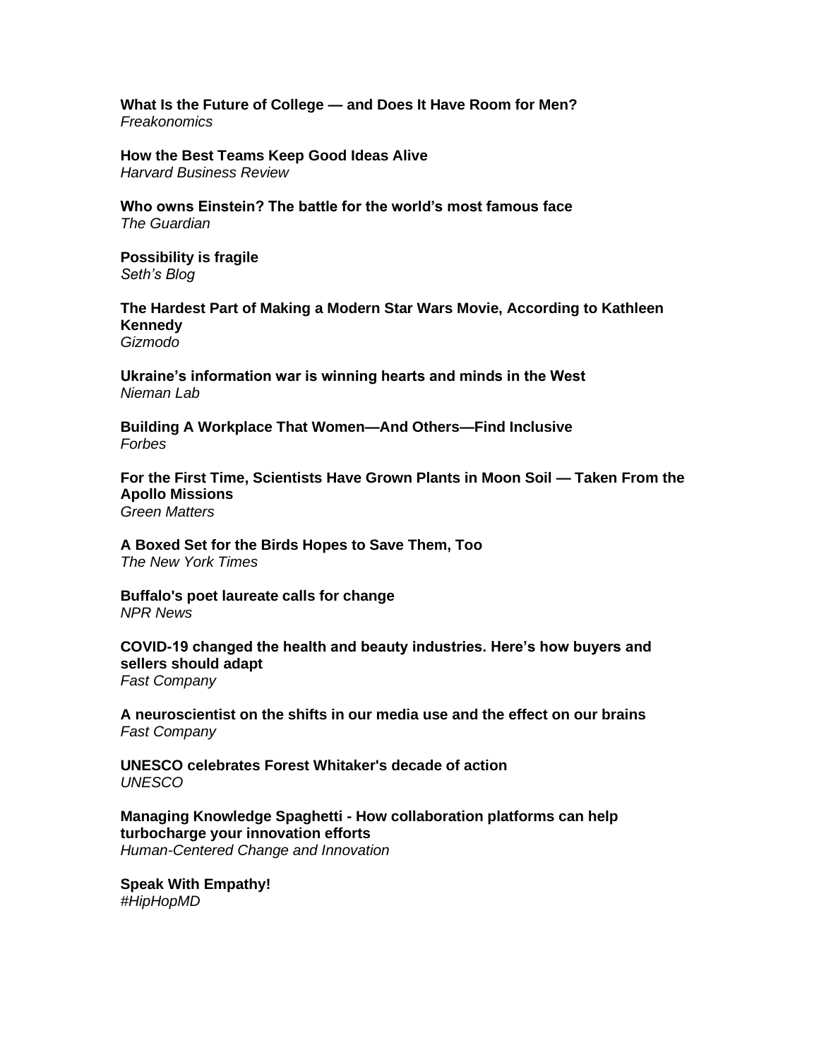**What Is the Future of College — and Does It Have Room for Men?**
*Freakonomics*

**How the Best Teams Keep Good Ideas Alive**
*Harvard Business Review*

**Who owns Einstein? The battle for the world's most famous face**
*The Guardian*

**Possibility is fragile**
*Seth's Blog*

**The Hardest Part of Making a Modern Star Wars Movie, According to Kathleen Kennedy**
*Gizmodo*

**Ukraine's information war is winning hearts and minds in the West**
*Nieman Lab*

**Building A Workplace That Women—And Others—Find Inclusive**
*Forbes*

**For the First Time, Scientists Have Grown Plants in Moon Soil — Taken From the Apollo Missions**
*Green Matters*

**A Boxed Set for the Birds Hopes to Save Them, Too**
*The New York Times*

**Buffalo's poet laureate calls for change**
*NPR News*

**COVID-19 changed the health and beauty industries. Here's how buyers and sellers should adapt**
*Fast Company*

**A neuroscientist on the shifts in our media use and the effect on our brains**
*Fast Company*

**UNESCO celebrates Forest Whitaker's decade of action**
*UNESCO*

**Managing Knowledge Spaghetti - How collaboration platforms can help turbocharge your innovation efforts**
*Human-Centered Change and Innovation*

**Speak With Empathy!**
*#HipHopMD*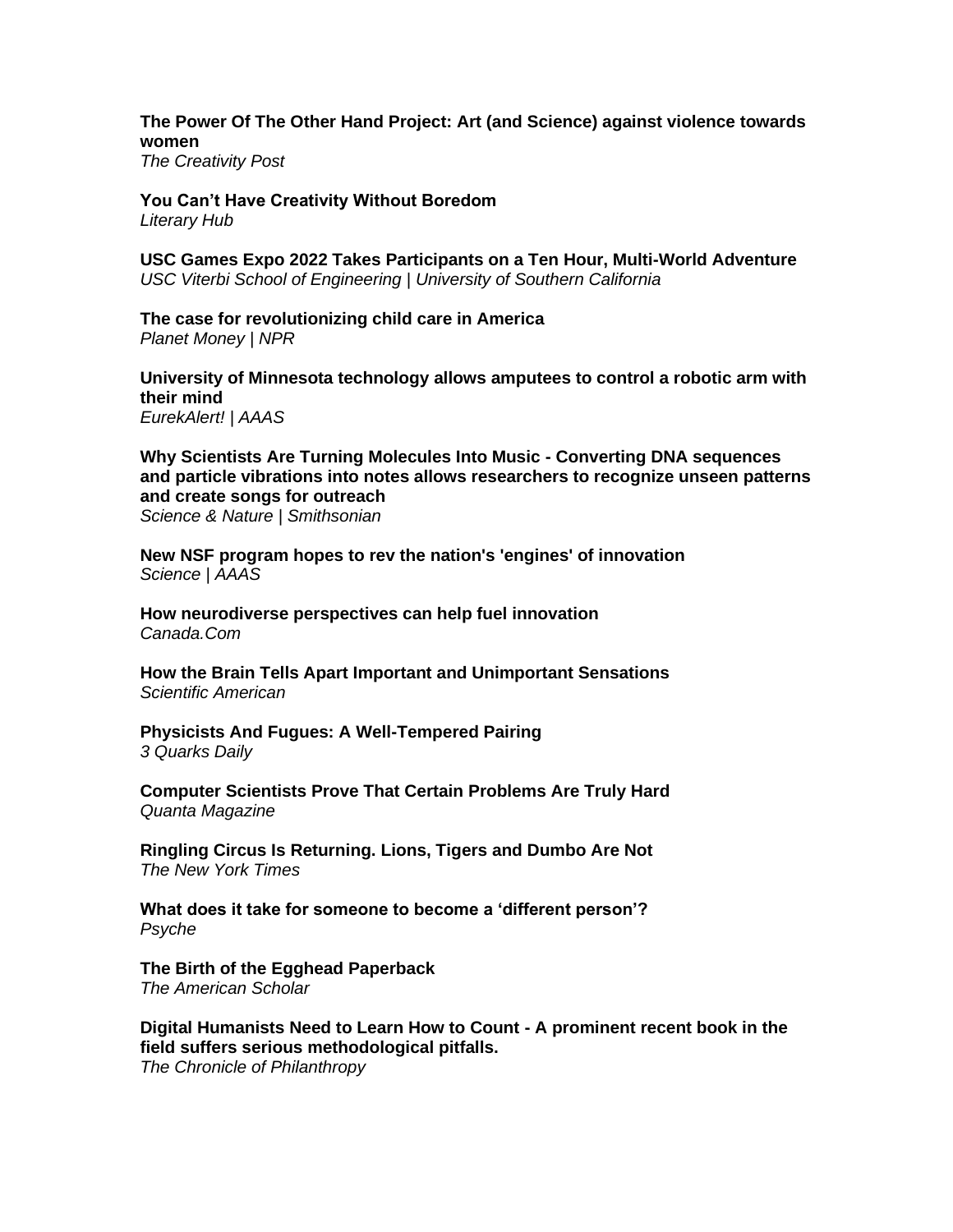**The Power Of The Other Hand Project: Art (and Science) against violence towards women**
*The Creativity Post*

**You Can't Have Creativity Without Boredom**
*Literary Hub*

**USC Games Expo 2022 Takes Participants on a Ten Hour, Multi-World Adventure**
*USC Viterbi School of Engineering | University of Southern California*

**The case for revolutionizing child care in America**
*Planet Money | NPR*

**University of Minnesota technology allows amputees to control a robotic arm with their mind**
*EurekAlert! | AAAS*

**Why Scientists Are Turning Molecules Into Music - Converting DNA sequences and particle vibrations into notes allows researchers to recognize unseen patterns and create songs for outreach**
*Science & Nature | Smithsonian*

**New NSF program hopes to rev the nation's 'engines' of innovation**
*Science | AAAS*

**How neurodiverse perspectives can help fuel innovation**
*Canada.Com*

**How the Brain Tells Apart Important and Unimportant Sensations**
*Scientific American*

**Physicists And Fugues: A Well-Tempered Pairing**
*3 Quarks Daily*

**Computer Scientists Prove That Certain Problems Are Truly Hard**
*Quanta Magazine*

**Ringling Circus Is Returning. Lions, Tigers and Dumbo Are Not**
*The New York Times*

**What does it take for someone to become a 'different person'?**
*Psyche*

**The Birth of the Egghead Paperback**
*The American Scholar*

**Digital Humanists Need to Learn How to Count - A prominent recent book in the field suffers serious methodological pitfalls.**
*The Chronicle of Philanthropy*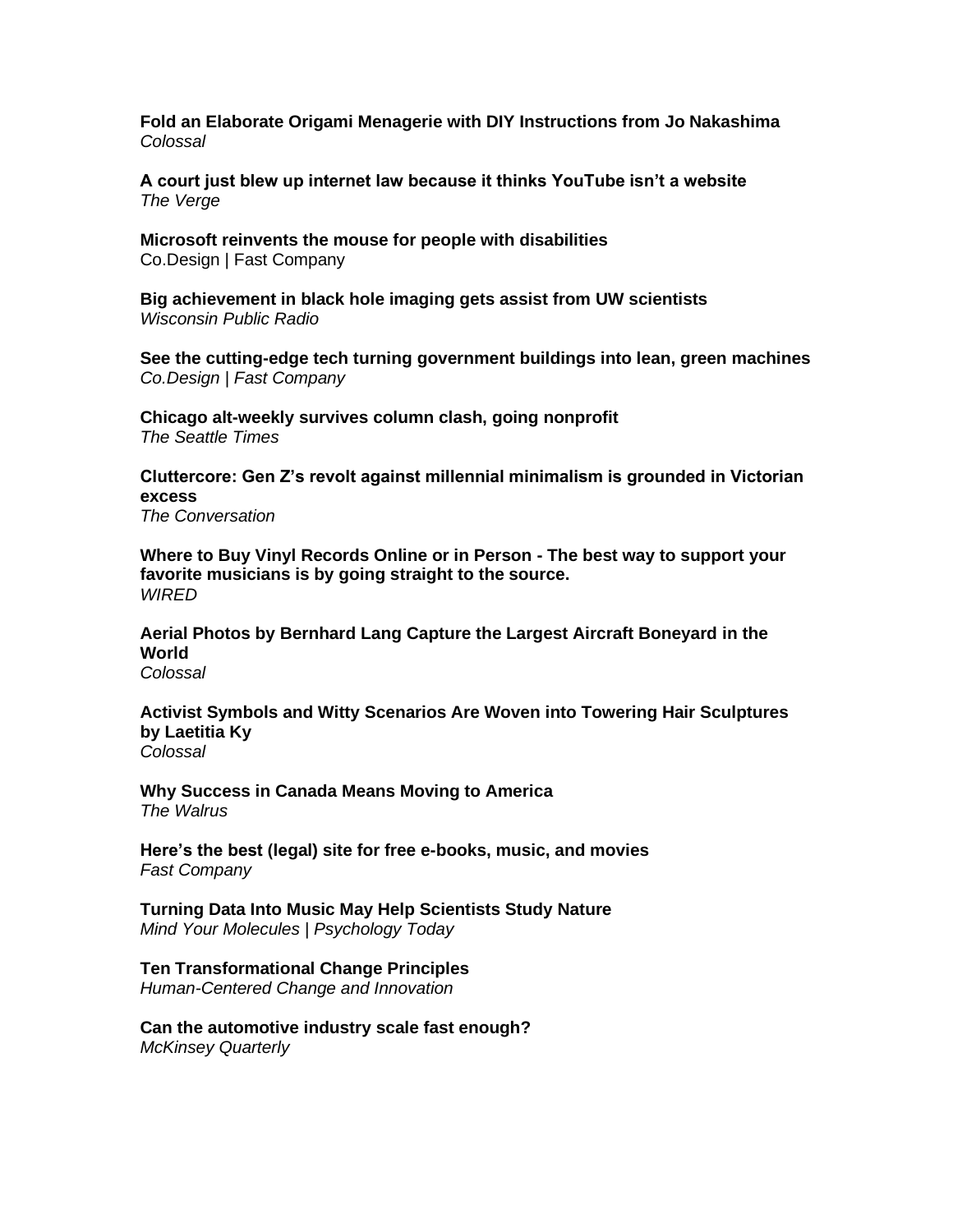**Fold an Elaborate Origami Menagerie with DIY Instructions from Jo Nakashima**
*Colossal*

**A court just blew up internet law because it thinks YouTube isn't a website**
*The Verge*

**Microsoft reinvents the mouse for people with disabilities**
Co.Design | Fast Company

**Big achievement in black hole imaging gets assist from UW scientists**
*Wisconsin Public Radio*

**See the cutting-edge tech turning government buildings into lean, green machines**
*Co.Design | Fast Company*

**Chicago alt-weekly survives column clash, going nonprofit**
*The Seattle Times*

**Cluttercore: Gen Z's revolt against millennial minimalism is grounded in Victorian excess**
*The Conversation*

**Where to Buy Vinyl Records Online or in Person - The best way to support your favorite musicians is by going straight to the source.**
*WIRED*

**Aerial Photos by Bernhard Lang Capture the Largest Aircraft Boneyard in the World**
*Colossal*

**Activist Symbols and Witty Scenarios Are Woven into Towering Hair Sculptures by Laetitia Ky**
*Colossal*

**Why Success in Canada Means Moving to America**
*The Walrus*

**Here's the best (legal) site for free e-books, music, and movies**
*Fast Company*

**Turning Data Into Music May Help Scientists Study Nature**
*Mind Your Molecules | Psychology Today*

**Ten Transformational Change Principles**
*Human-Centered Change and Innovation*

**Can the automotive industry scale fast enough?**
*McKinsey Quarterly*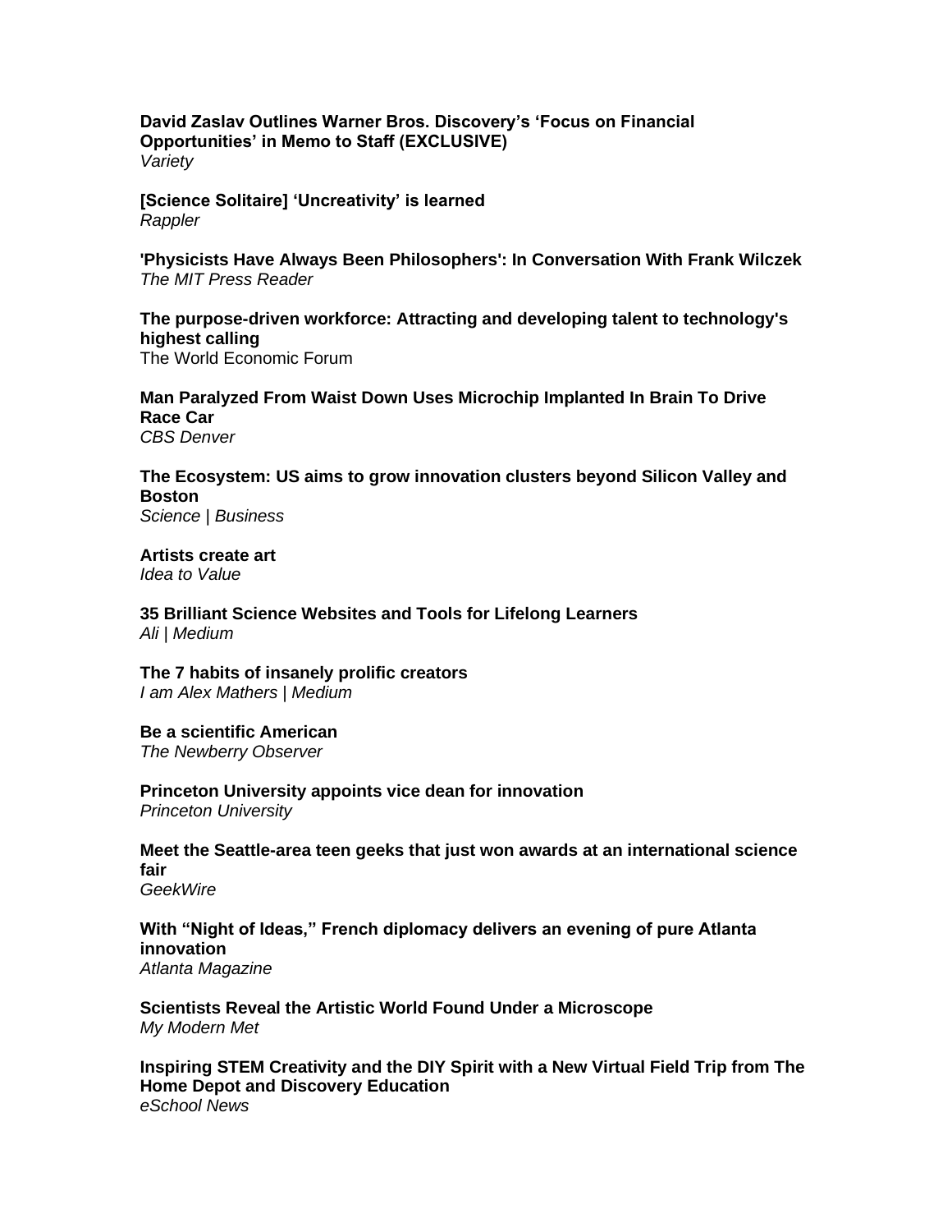**David Zaslav Outlines Warner Bros. Discovery's 'Focus on Financial Opportunities' in Memo to Staff (EXCLUSIVE)**
*Variety*

**[Science Solitaire] 'Uncreativity' is learned**
*Rappler*

**'Physicists Have Always Been Philosophers': In Conversation With Frank Wilczek**
*The MIT Press Reader*

**The purpose-driven workforce: Attracting and developing talent to technology's highest calling**
The World Economic Forum

**Man Paralyzed From Waist Down Uses Microchip Implanted In Brain To Drive Race Car**
*CBS Denver*

**The Ecosystem: US aims to grow innovation clusters beyond Silicon Valley and Boston**
*Science | Business*

**Artists create art**
*Idea to Value*

**35 Brilliant Science Websites and Tools for Lifelong Learners**
*Ali | Medium*

**The 7 habits of insanely prolific creators**
*I am Alex Mathers | Medium*

**Be a scientific American**
*The Newberry Observer*

**Princeton University appoints vice dean for innovation**
*Princeton University*

**Meet the Seattle-area teen geeks that just won awards at an international science fair**
*GeekWire*

**With "Night of Ideas," French diplomacy delivers an evening of pure Atlanta innovation**
*Atlanta Magazine*

**Scientists Reveal the Artistic World Found Under a Microscope**
*My Modern Met*

**Inspiring STEM Creativity and the DIY Spirit with a New Virtual Field Trip from The Home Depot and Discovery Education**
*eSchool News*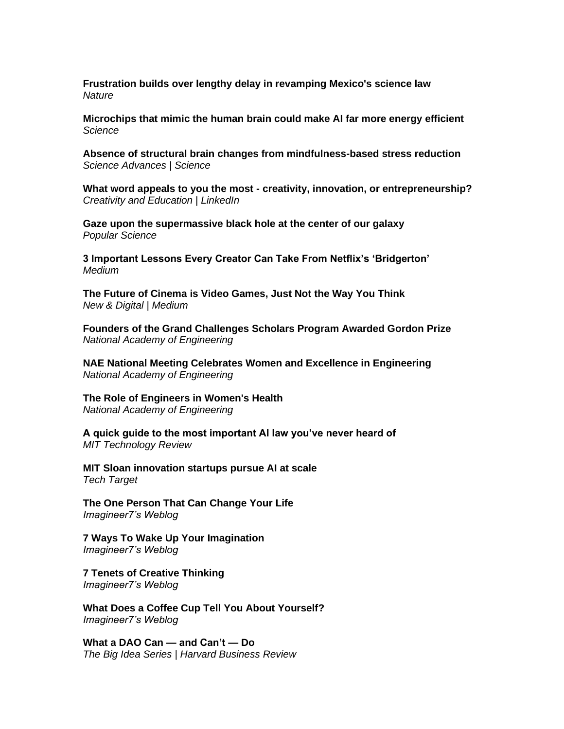**Frustration builds over lengthy delay in revamping Mexico's science law**
*Nature*

**Microchips that mimic the human brain could make AI far more energy efficient**
*Science*

**Absence of structural brain changes from mindfulness-based stress reduction**
*Science Advances | Science*

**What word appeals to you the most - creativity, innovation, or entrepreneurship?**
*Creativity and Education | LinkedIn*

**Gaze upon the supermassive black hole at the center of our galaxy**
*Popular Science*

**3 Important Lessons Every Creator Can Take From Netflix's 'Bridgerton'**
*Medium*

**The Future of Cinema is Video Games, Just Not the Way You Think**
*New & Digital | Medium*

**Founders of the Grand Challenges Scholars Program Awarded Gordon Prize**
*National Academy of Engineering*

**NAE National Meeting Celebrates Women and Excellence in Engineering**
*National Academy of Engineering*

**The Role of Engineers in Women's Health**
*National Academy of Engineering*

**A quick guide to the most important AI law you've never heard of**
*MIT Technology Review*

**MIT Sloan innovation startups pursue AI at scale**
*Tech Target*

**The One Person That Can Change Your Life**
*Imagineer7's Weblog*

**7 Ways To Wake Up Your Imagination**
*Imagineer7's Weblog*

**7 Tenets of Creative Thinking**
*Imagineer7's Weblog*

**What Does a Coffee Cup Tell You About Yourself?**
*Imagineer7's Weblog*

**What a DAO Can — and Can't — Do**
*The Big Idea Series | Harvard Business Review*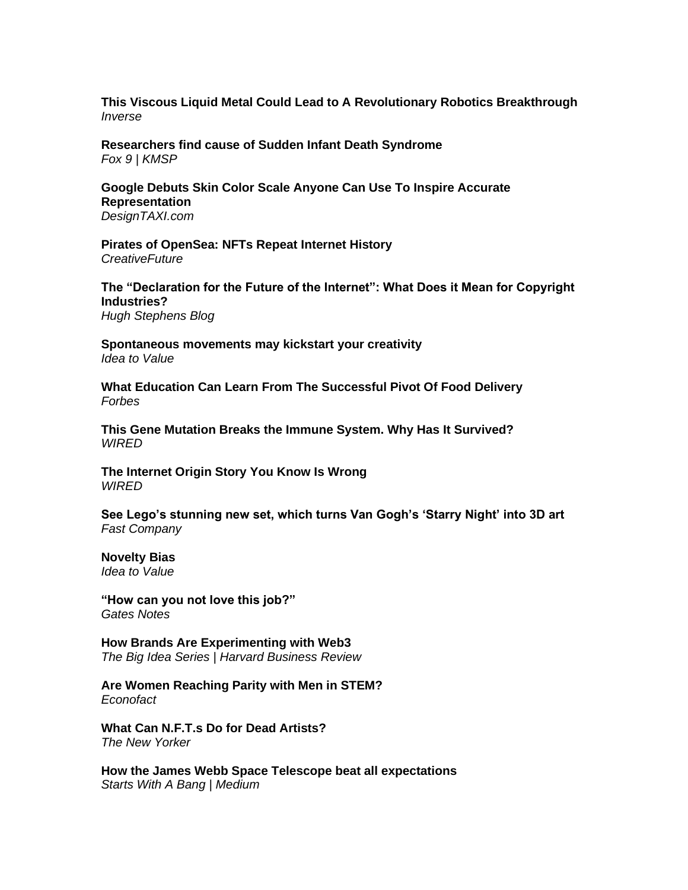**This Viscous Liquid Metal Could Lead to A Revolutionary Robotics Breakthrough**
*Inverse*

**Researchers find cause of Sudden Infant Death Syndrome**
*Fox 9 | KMSP*

**Google Debuts Skin Color Scale Anyone Can Use To Inspire Accurate Representation**
*DesignTAXI.com*

**Pirates of OpenSea: NFTs Repeat Internet History**
*CreativeFuture*

**The "Declaration for the Future of the Internet": What Does it Mean for Copyright Industries?**
*Hugh Stephens Blog*

**Spontaneous movements may kickstart your creativity**
*Idea to Value*

**What Education Can Learn From The Successful Pivot Of Food Delivery**
*Forbes*

**This Gene Mutation Breaks the Immune System. Why Has It Survived?**
*WIRED*

**The Internet Origin Story You Know Is Wrong**
*WIRED*

**See Lego's stunning new set, which turns Van Gogh's 'Starry Night' into 3D art**
*Fast Company*

**Novelty Bias**
*Idea to Value*

**"How can you not love this job?"**
*Gates Notes*

**How Brands Are Experimenting with Web3**
*The Big Idea Series | Harvard Business Review*

**Are Women Reaching Parity with Men in STEM?**
*Econofact*

**What Can N.F.T.s Do for Dead Artists?**
*The New Yorker*

**How the James Webb Space Telescope beat all expectations**
*Starts With A Bang | Medium*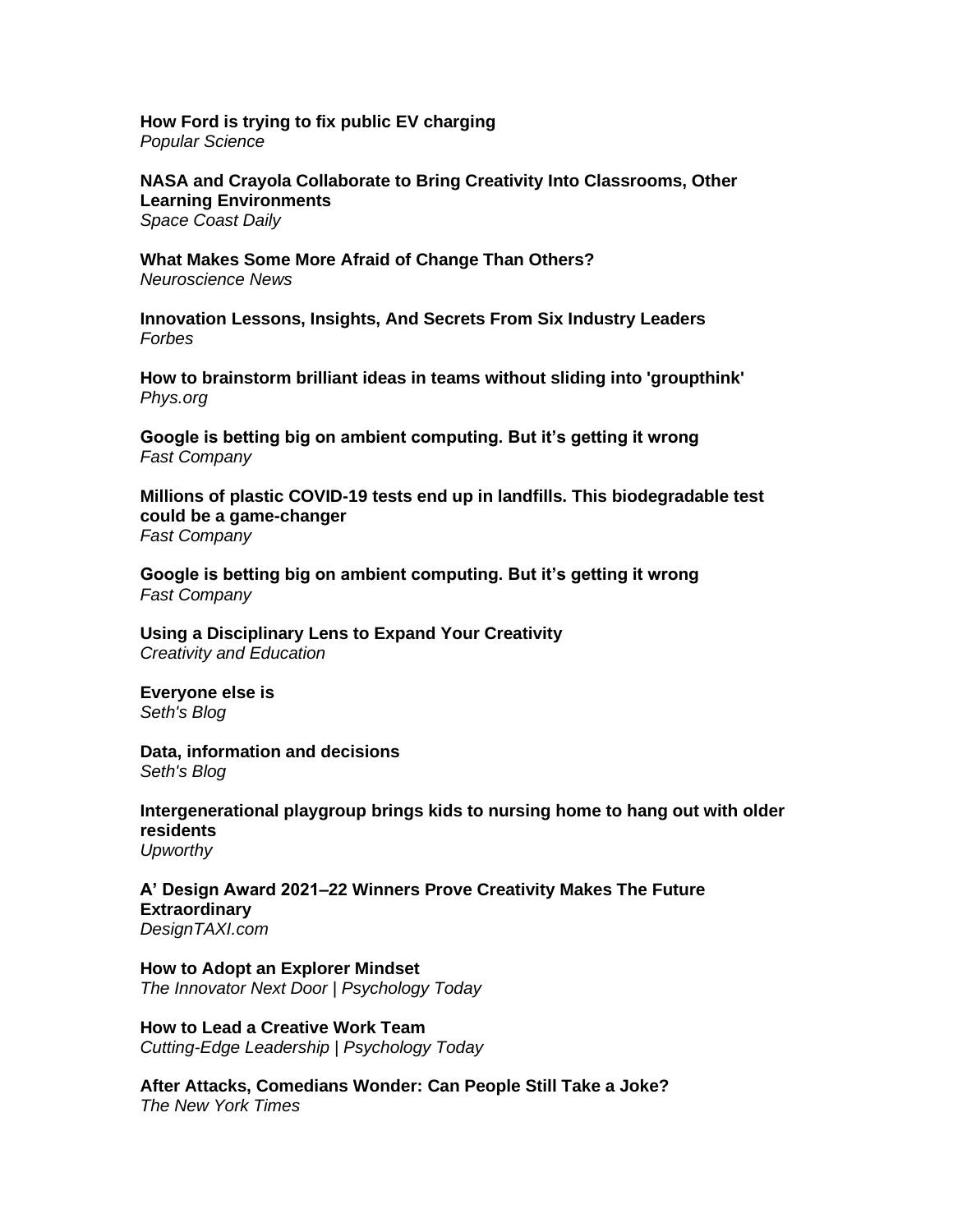**How Ford is trying to fix public EV charging**
*Popular Science*

**NASA and Crayola Collaborate to Bring Creativity Into Classrooms, Other Learning Environments**
*Space Coast Daily*

**What Makes Some More Afraid of Change Than Others?**
*Neuroscience News*

**Innovation Lessons, Insights, And Secrets From Six Industry Leaders**
*Forbes*

**How to brainstorm brilliant ideas in teams without sliding into 'groupthink'**
*Phys.org*

**Google is betting big on ambient computing. But it's getting it wrong**
*Fast Company*

**Millions of plastic COVID-19 tests end up in landfills. This biodegradable test could be a game-changer**
*Fast Company*

**Google is betting big on ambient computing. But it's getting it wrong**
*Fast Company*

**Using a Disciplinary Lens to Expand Your Creativity**
*Creativity and Education*

**Everyone else is**
*Seth's Blog*

**Data, information and decisions**
*Seth's Blog*

**Intergenerational playgroup brings kids to nursing home to hang out with older residents**
*Upworthy*

**A' Design Award 2021–22 Winners Prove Creativity Makes The Future Extraordinary**
*DesignTAXI.com*

**How to Adopt an Explorer Mindset**
*The Innovator Next Door | Psychology Today*

**How to Lead a Creative Work Team**
*Cutting-Edge Leadership | Psychology Today*

**After Attacks, Comedians Wonder: Can People Still Take a Joke?**
*The New York Times*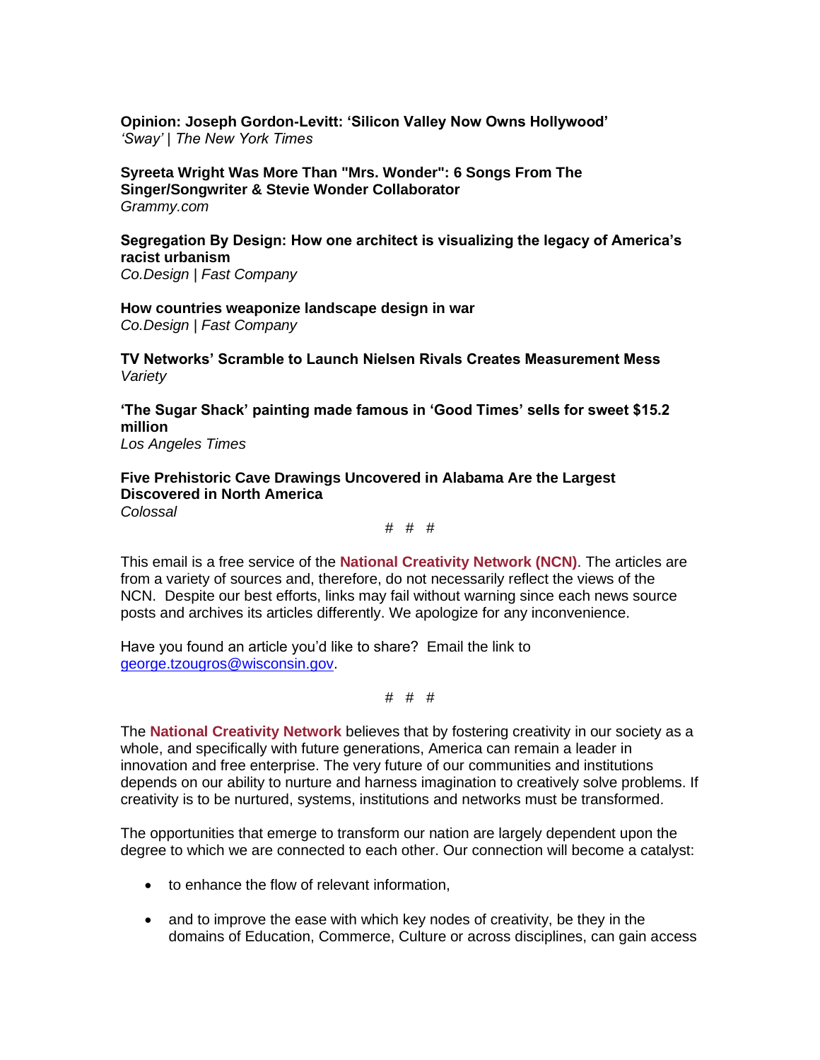**Opinion: Joseph Gordon-Levitt: 'Silicon Valley Now Owns Hollywood'**
*'Sway' | The New York Times*

**Syreeta Wright Was More Than "Mrs. Wonder": 6 Songs From The Singer/Songwriter & Stevie Wonder Collaborator**
*Grammy.com*

**Segregation By Design: How one architect is visualizing the legacy of America's racist urbanism**
*Co.Design | Fast Company*

**How countries weaponize landscape design in war**
*Co.Design | Fast Company*

**TV Networks' Scramble to Launch Nielsen Rivals Creates Measurement Mess**
*Variety*

**'The Sugar Shack' painting made famous in 'Good Times' sells for sweet $15.2 million**
*Los Angeles Times*

**Five Prehistoric Cave Drawings Uncovered in Alabama Are the Largest Discovered in North America**
*Colossal*

# # #

This email is a free service of the **National Creativity Network (NCN)**. The articles are from a variety of sources and, therefore, do not necessarily reflect the views of the NCN. Despite our best efforts, links may fail without warning since each news source posts and archives its articles differently. We apologize for any inconvenience.

Have you found an article you'd like to share? Email the link to george.tzougros@wisconsin.gov.

# # #

The **National Creativity Network** believes that by fostering creativity in our society as a whole, and specifically with future generations, America can remain a leader in innovation and free enterprise. The very future of our communities and institutions depends on our ability to nurture and harness imagination to creatively solve problems. If creativity is to be nurtured, systems, institutions and networks must be transformed.

The opportunities that emerge to transform our nation are largely dependent upon the degree to which we are connected to each other. Our connection will become a catalyst:

- to enhance the flow of relevant information,
- and to improve the ease with which key nodes of creativity, be they in the domains of Education, Commerce, Culture or across disciplines, can gain access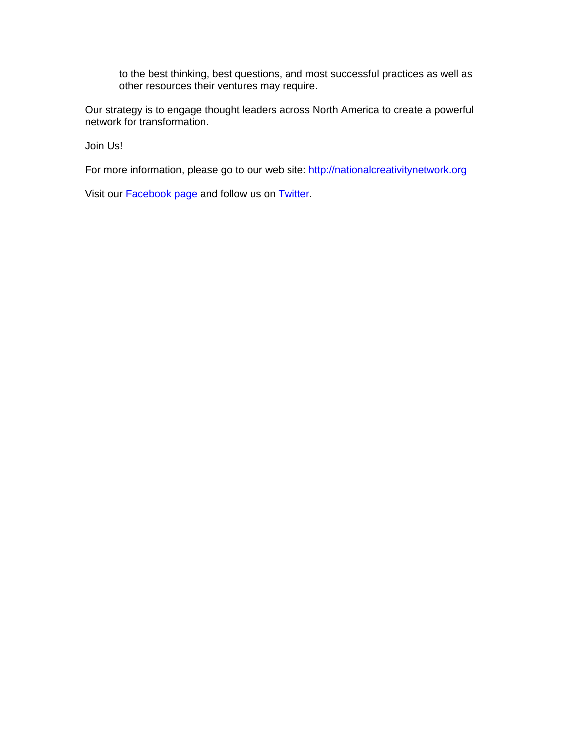to the best thinking, best questions, and most successful practices as well as other resources their ventures may require.

Our strategy is to engage thought leaders across North America to create a powerful network for transformation.

Join Us!

For more information, please go to our web site: [http://nationalcreativitynetwork.org](http://nationalcreativitynetwork.org)

Visit our [Facebook page]() and follow us on [Twitter]().